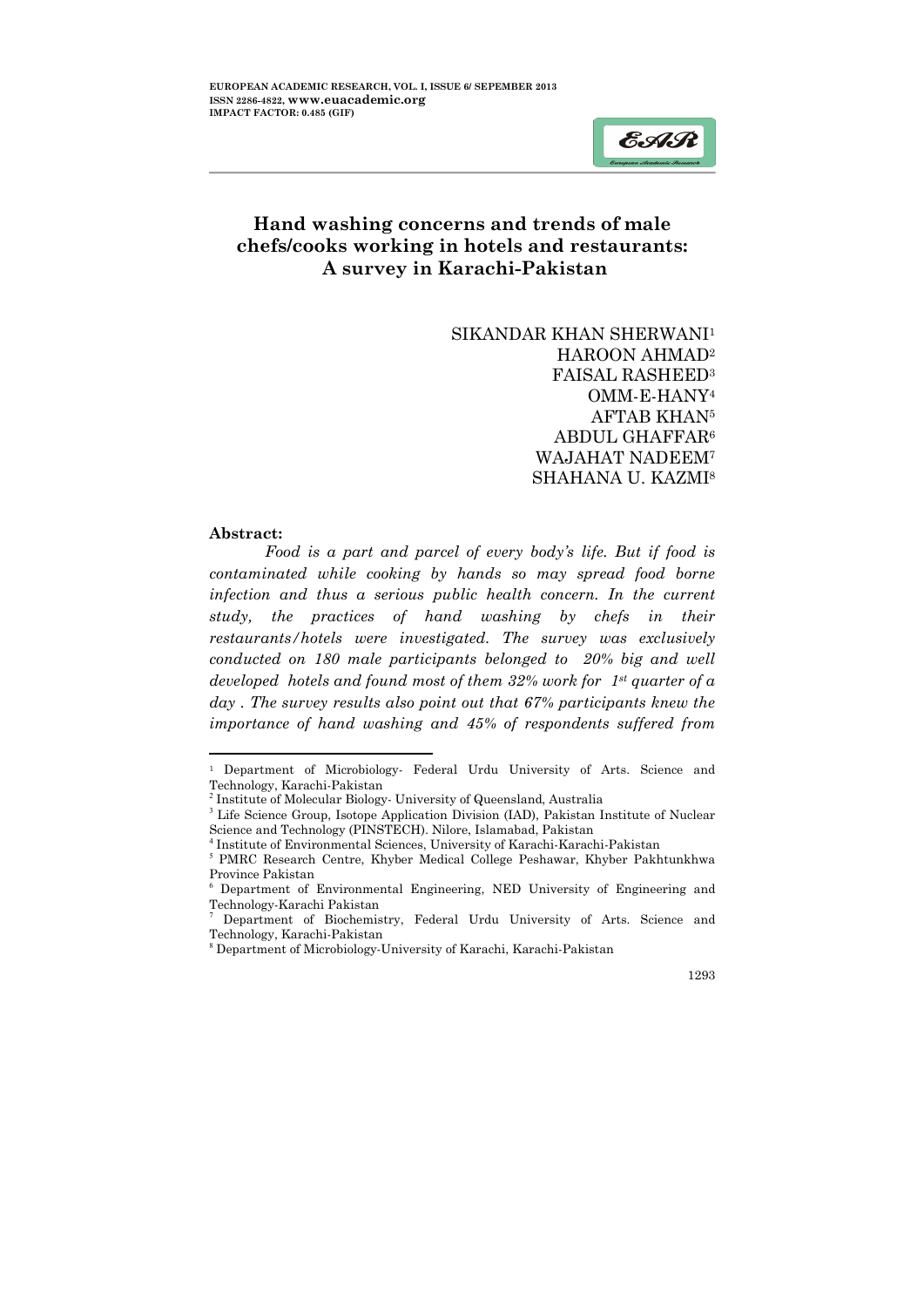# Hand washing concerns and trends of male chefs/cooks working in hotels and restaurants: A survey in Karachi-Pakistan

SIKANDAR KHAN SHERWANI[1]
HAROON AHMAD[2]
FAISAL RASHEED[3]
OMM-E-HANY[4]
AFTAB KHAN[5]
ABDUL GHAFFAR[6]
WAJAHAT NADEEM[7]
SHAHANA U. KAZMI[8]

**Abstract:**

*Food is a part and parcel of every body's life. But if food is contaminated while cooking by hands so may spread food borne infection and thus a serious public health concern. In the current study, the practices of hand washing by chefs in their restaurants/hotels were investigated. The survey was exclusively conducted on 180 male participants belonged to 20% big and well developed hotels and found most of them 32% work for 1st quarter of a day. The survey results also point out that 67% participants knew the importance of hand washing and 45% of respondents suffered from*

---

[1] Department of Microbiology- Federal Urdu University of Arts. Science and Technology, Karachi-Pakistan

[2] Institute of Molecular Biology- University of Queensland, Australia

[3] Life Science Group, Isotope Application Division (IAD), Pakistan Institute of Nuclear Science and Technology (PINSTECH). Nilore, Islamabad, Pakistan

[4] Institute of Environmental Sciences, University of Karachi-Karachi-Pakistan

[5] PMRC Research Centre, Khyber Medical College Peshawar, Khyber Pakhtunkhwa Province Pakistan

[6] Department of Environmental Engineering, NED University of Engineering and Technology-Karachi Pakistan

[7] Department of Biochemistry, Federal Urdu University of Arts. Science and Technology, Karachi-Pakistan

[8] Department of Microbiology-University of Karachi, Karachi-Pakistan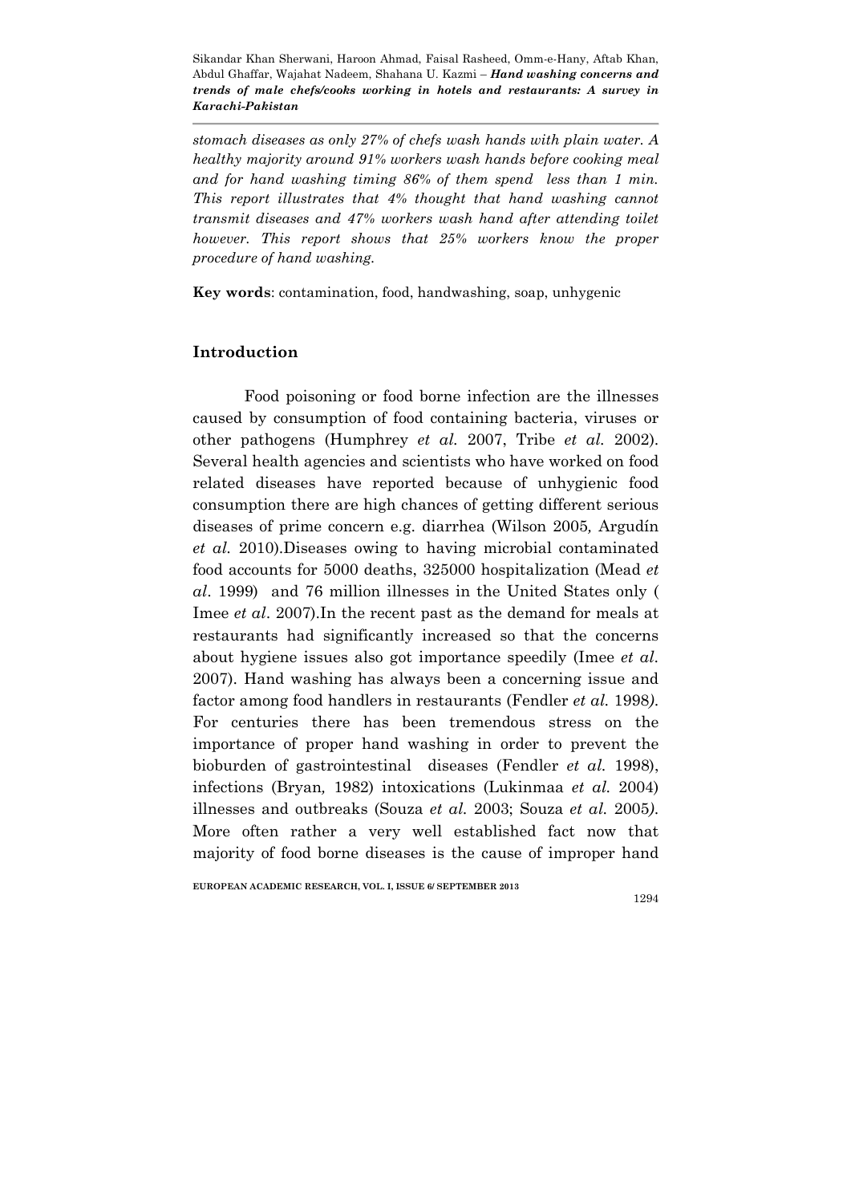*stomach diseases as only 27% of chefs wash hands with plain water. A healthy majority around 91% workers wash hands before cooking meal and for hand washing timing 86% of them spend less than 1 min. This report illustrates that 4% thought that hand washing cannot transmit diseases and 47% workers wash hand after attending toilet however. This report shows that 25% workers know the proper procedure of hand washing.*

**Key words**: contamination, food, handwashing, soap, unhygenic

## Introduction

Food poisoning or food borne infection are the illnesses caused by consumption of food containing bacteria, viruses or other pathogens (Humphrey *et al.* 2007, Tribe *et al.* 2002). Several health agencies and scientists who have worked on food related diseases have reported because of unhygienic food consumption there are high chances of getting different serious diseases of prime concern e.g. diarrhea (Wilson 2005, Argudín *et al.* 2010).Diseases owing to having microbial contaminated food accounts for 5000 deaths, 325000 hospitalization (Mead *et al*. 1999) and 76 million illnesses in the United States only ( Imee *et al*. 2007).In the recent past as the demand for meals at restaurants had significantly increased so that the concerns about hygiene issues also got importance speedily (Imee *et al.* 2007). Hand washing has always been a concerning issue and factor among food handlers in restaurants (Fendler *et al.* 1998). For centuries there has been tremendous stress on the importance of proper hand washing in order to prevent the bioburden of gastrointestinal diseases (Fendler *et al.* 1998), infections (Bryan, 1982) intoxications (Lukinmaa *et al.* 2004) illnesses and outbreaks (Souza *et al.* 2003; Souza *et al.* 2005). More often rather a very well established fact now that majority of food borne diseases is the cause of improper hand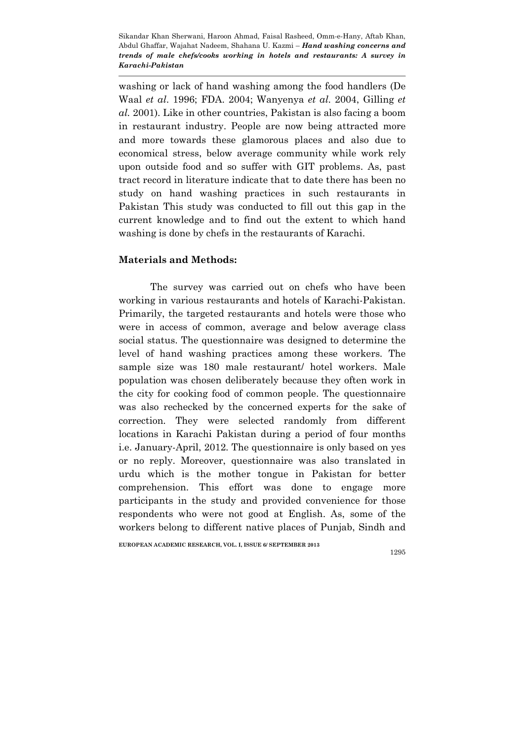washing or lack of hand washing among the food handlers (De Waal *et al.* 1996; FDA. 2004; Wanyenya *et al.* 2004, Gilling *et al.* 2001). Like in other countries, Pakistan is also facing a boom in restaurant industry. People are now being attracted more and more towards these glamorous places and also due to economical stress, below average community while work rely upon outside food and so suffer with GIT problems. As, past tract record in literature indicate that to date there has been no study on hand washing practices in such restaurants in Pakistan This study was conducted to fill out this gap in the current knowledge and to find out the extent to which hand washing is done by chefs in the restaurants of Karachi.

## Materials and Methods:

The survey was carried out on chefs who have been working in various restaurants and hotels of Karachi-Pakistan. Primarily, the targeted restaurants and hotels were those who were in access of common, average and below average class social status. The questionnaire was designed to determine the level of hand washing practices among these workers. The sample size was 180 male restaurant/ hotel workers. Male population was chosen deliberately because they often work in the city for cooking food of common people. The questionnaire was also rechecked by the concerned experts for the sake of correction. They were selected randomly from different locations in Karachi Pakistan during a period of four months i.e. January-April, 2012. The questionnaire is only based on yes or no reply. Moreover, questionnaire was also translated in urdu which is the mother tongue in Pakistan for better comprehension. This effort was done to engage more participants in the study and provided convenience for those respondents who were not good at English. As, some of the workers belong to different native places of Punjab, Sindh and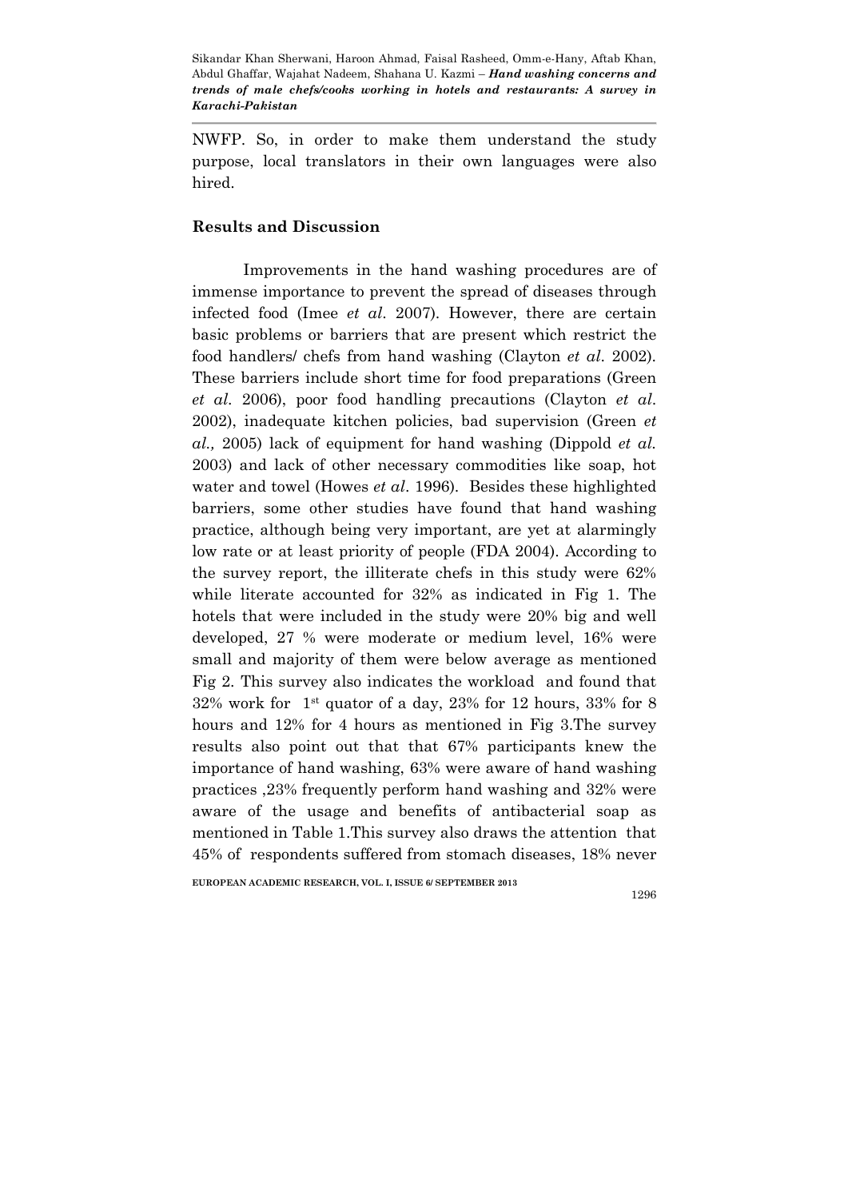NWFP. So, in order to make them understand the study purpose, local translators in their own languages were also hired.

## Results and Discussion

Improvements in the hand washing procedures are of immense importance to prevent the spread of diseases through infected food (Imee *et al*. 2007). However, there are certain basic problems or barriers that are present which restrict the food handlers/ chefs from hand washing (Clayton *et al*. 2002). These barriers include short time for food preparations (Green *et al*. 2006), poor food handling precautions (Clayton *et al*. 2002), inadequate kitchen policies, bad supervision (Green *et al.,* 2005) lack of equipment for hand washing (Dippold *et al.* 2003) and lack of other necessary commodities like soap, hot water and towel (Howes *et al*. 1996). Besides these highlighted barriers, some other studies have found that hand washing practice, although being very important, are yet at alarmingly low rate or at least priority of people (FDA 2004). According to the survey report, the illiterate chefs in this study were 62% while literate accounted for 32% as indicated in Fig 1. The hotels that were included in the study were 20% big and well developed, 27 % were moderate or medium level, 16% were small and majority of them were below average as mentioned Fig 2. This survey also indicates the workload and found that 32% work for 1st quator of a day, 23% for 12 hours, 33% for 8 hours and 12% for 4 hours as mentioned in Fig 3.The survey results also point out that that 67% participants knew the importance of hand washing, 63% were aware of hand washing practices ,23% frequently perform hand washing and 32% were aware of the usage and benefits of antibacterial soap as mentioned in Table 1.This survey also draws the attention that 45% of respondents suffered from stomach diseases, 18% never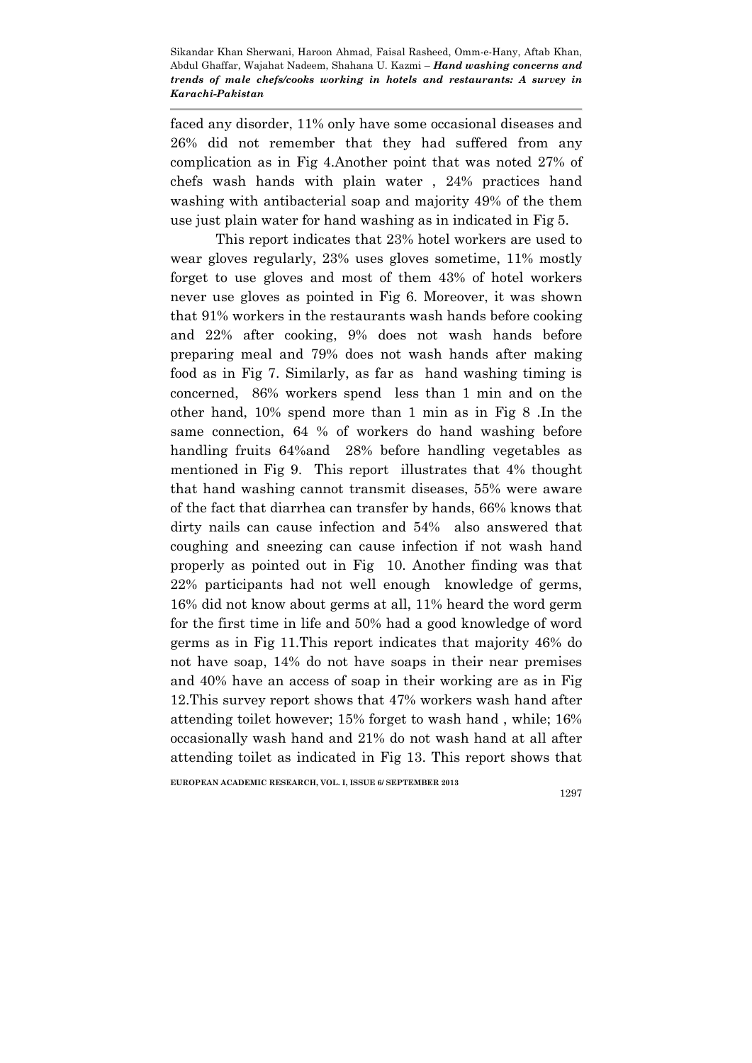faced any disorder, 11% only have some occasional diseases and 26% did not remember that they had suffered from any complication as in Fig 4.Another point that was noted 27% of chefs wash hands with plain water , 24% practices hand washing with antibacterial soap and majority 49% of the them use just plain water for hand washing as in indicated in Fig 5.

This report indicates that 23% hotel workers are used to wear gloves regularly, 23% uses gloves sometime, 11% mostly forget to use gloves and most of them 43% of hotel workers never use gloves as pointed in Fig 6. Moreover, it was shown that 91% workers in the restaurants wash hands before cooking and 22% after cooking, 9% does not wash hands before preparing meal and 79% does not wash hands after making food as in Fig 7. Similarly, as far as hand washing timing is concerned, 86% workers spend less than 1 min and on the other hand, 10% spend more than 1 min as in Fig 8 .In the same connection, 64 % of workers do hand washing before handling fruits 64%and 28% before handling vegetables as mentioned in Fig 9. This report illustrates that 4% thought that hand washing cannot transmit diseases, 55% were aware of the fact that diarrhea can transfer by hands, 66% knows that dirty nails can cause infection and 54% also answered that coughing and sneezing can cause infection if not wash hand properly as pointed out in Fig 10. Another finding was that 22% participants had not well enough knowledge of germs, 16% did not know about germs at all, 11% heard the word germ for the first time in life and 50% had a good knowledge of word germs as in Fig 11.This report indicates that majority 46% do not have soap, 14% do not have soaps in their near premises and 40% have an access of soap in their working are as in Fig 12.This survey report shows that 47% workers wash hand after attending toilet however; 15% forget to wash hand , while; 16% occasionally wash hand and 21% do not wash hand at all after attending toilet as indicated in Fig 13. This report shows that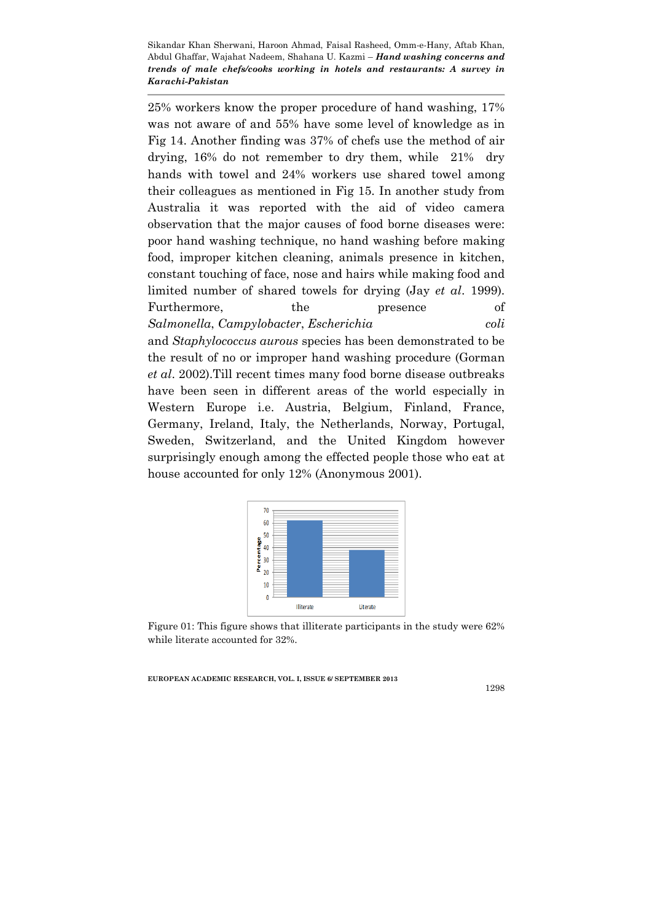25% workers know the proper procedure of hand washing, 17% was not aware of and 55% have some level of knowledge as in Fig 14. Another finding was 37% of chefs use the method of air drying, 16% do not remember to dry them, while 21% dry hands with towel and 24% workers use shared towel among their colleagues as mentioned in Fig 15. In another study from Australia it was reported with the aid of video camera observation that the major causes of food borne diseases were: poor hand washing technique, no hand washing before making food, improper kitchen cleaning, animals presence in kitchen, constant touching of face, nose and hairs while making food and limited number of shared towels for drying (Jay *et al*. 1999). Furthermore, the presence of *Salmonella*, *Campylobacter*, *Escherichia coli* and *Staphylococcus aurous* species has been demonstrated to be the result of no or improper hand washing procedure (Gorman *et al*. 2002).Till recent times many food borne disease outbreaks have been seen in different areas of the world especially in Western Europe i.e. Austria, Belgium, Finland, France, Germany, Ireland, Italy, the Netherlands, Norway, Portugal, Sweden, Switzerland, and the United Kingdom however surprisingly enough among the effected people those who eat at house accounted for only 12% (Anonymous 2001).

Figure 01: This figure shows that illiterate participants in the study were 62% while literate accounted for 32%.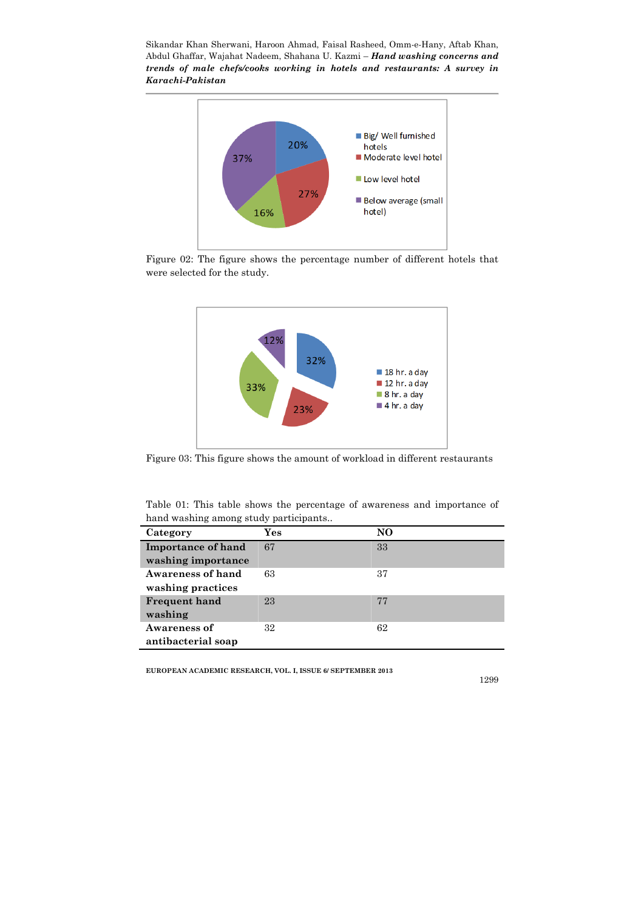Figure 02: The figure shows the percentage number of different hotels that were selected for the study.

Figure 03: This figure shows the amount of workload in different restaurants

Table 01: This table shows the percentage of awareness and importance of hand washing among study participants..

| Category | Yes | NO |
|---|---|---|
| **Importance of hand washing importance** | 67 | 33 |
| **Awareness of hand washing practices** | 63 | 37 |
| **Frequent hand washing** | 23 | 77 |
| **Awareness of antibacterial soap** | 32 | 62 |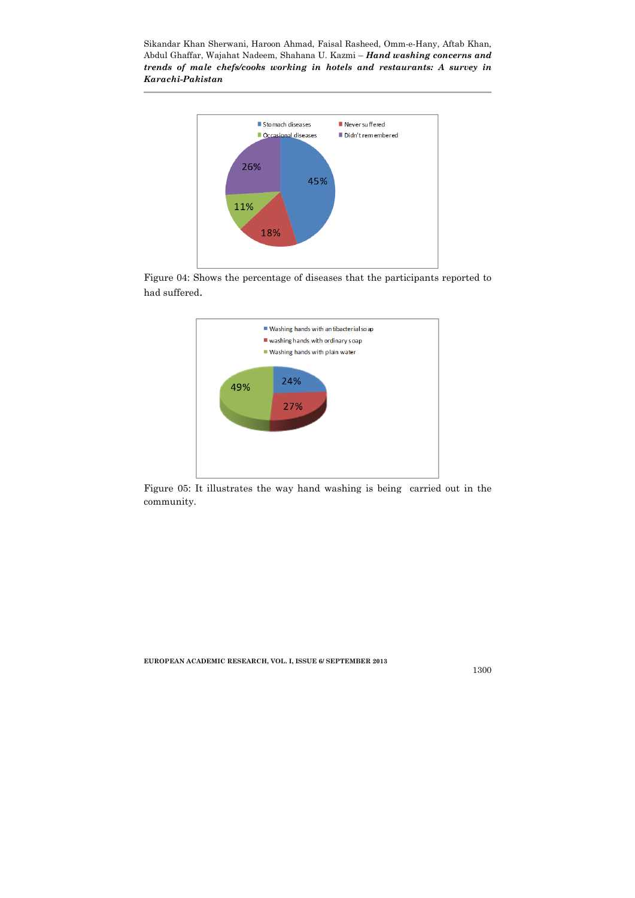Figure 04: Shows the percentage of diseases that the participants reported to had suffered.

Figure 05: It illustrates the way hand washing is being carried out in the community.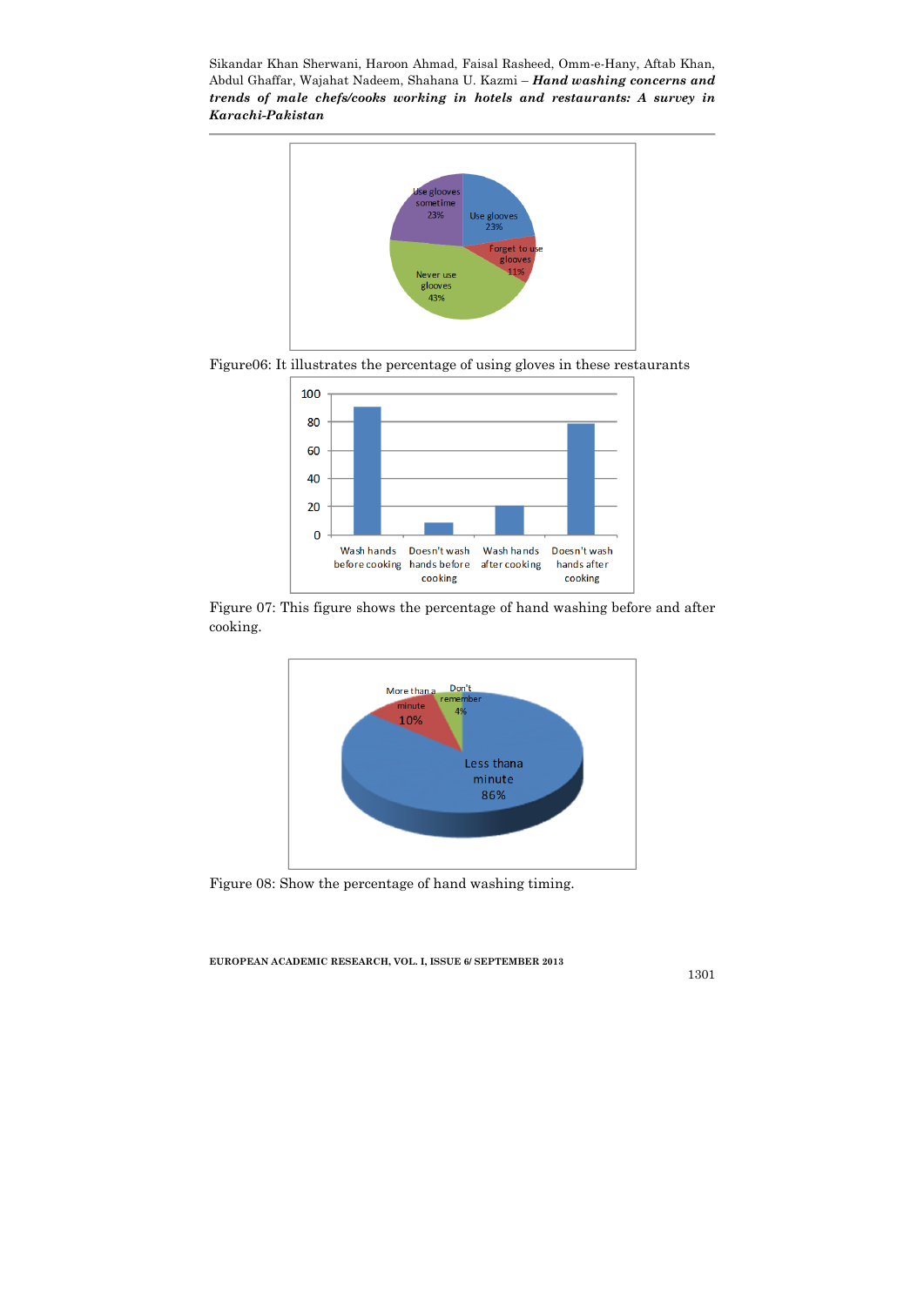Figure06: It illustrates the percentage of using gloves in these restaurants

Figure 07: This figure shows the percentage of hand washing before and after cooking.

Figure 08: Show the percentage of hand washing timing.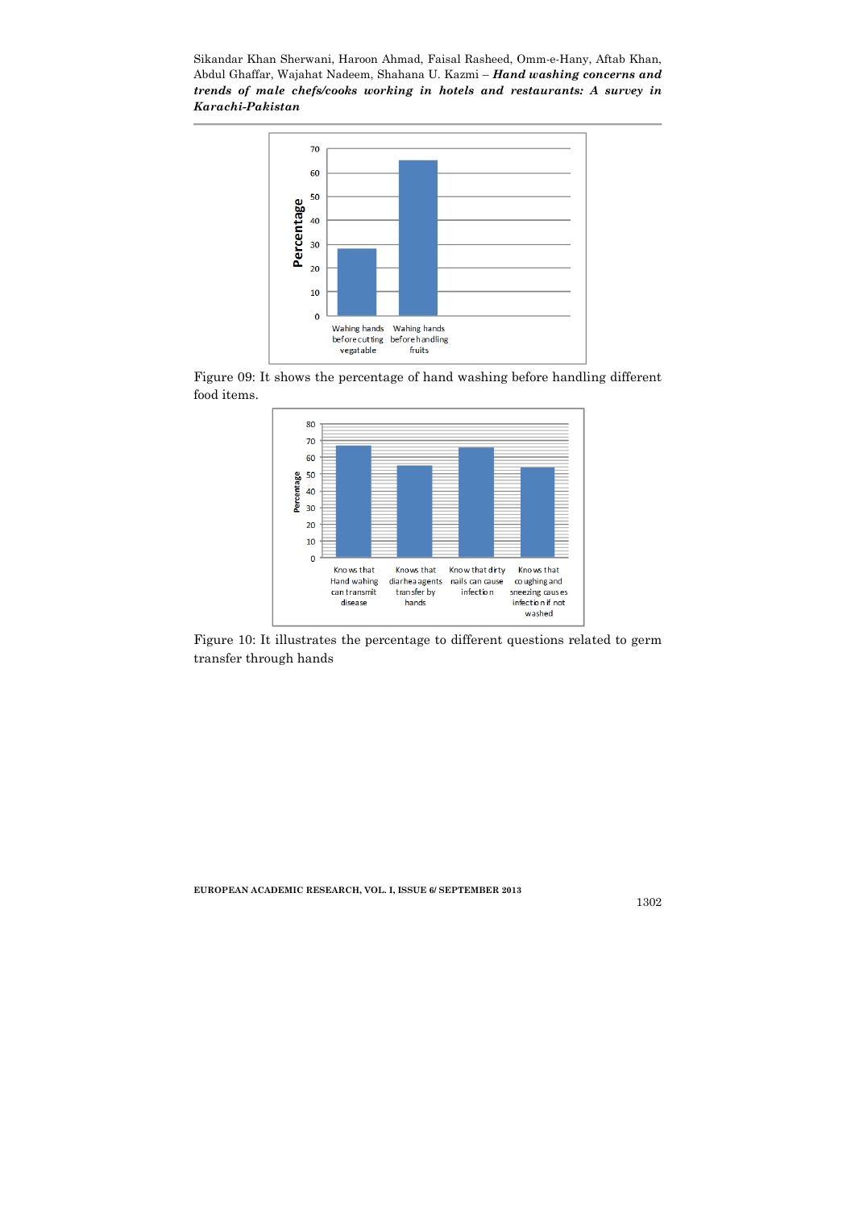Figure 09: It shows the percentage of hand washing before handling different food items.

Figure 10: It illustrates the percentage to different questions related to germ transfer through hands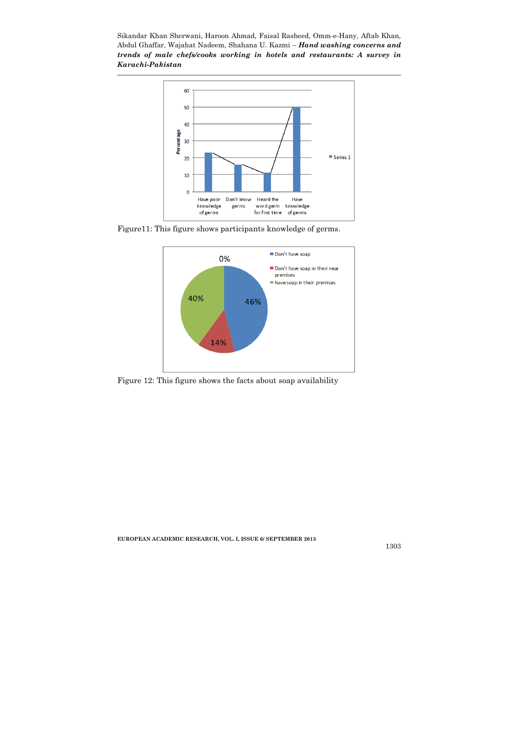Figure11: This figure shows participants knowledge of germs.

Figure 12: This figure shows the facts about soap availability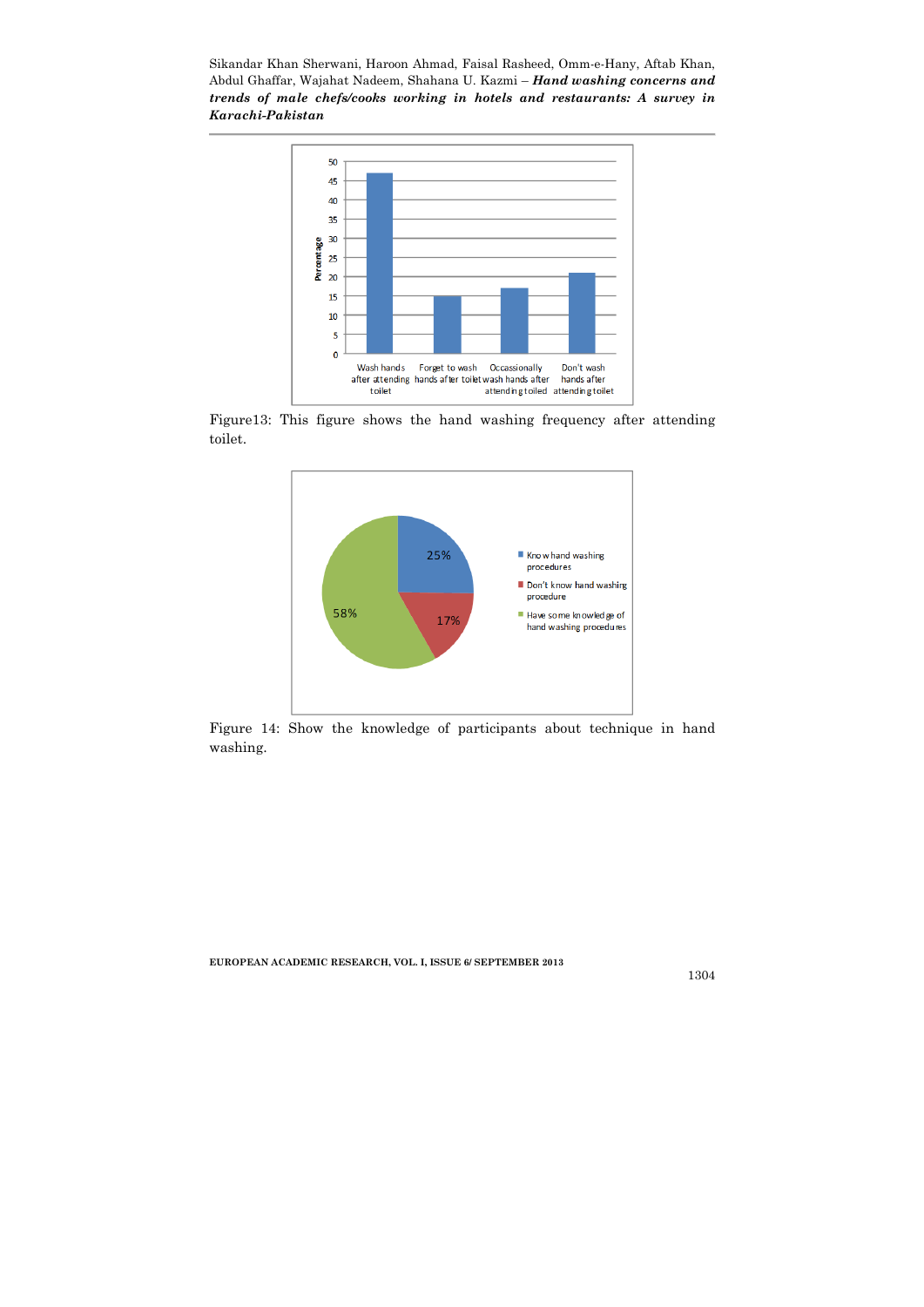Figure13: This figure shows the hand washing frequency after attending toilet.

Figure 14: Show the knowledge of participants about technique in hand washing.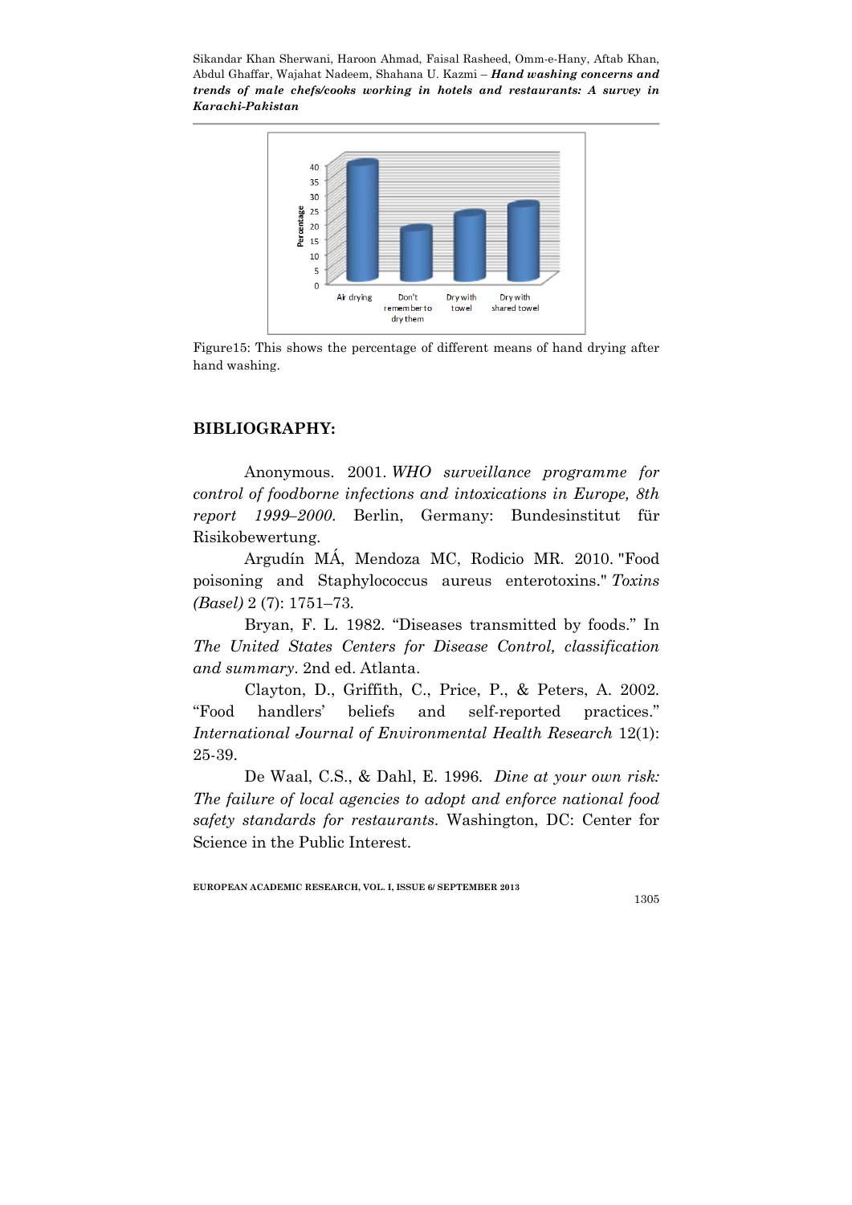Figure15: This shows the percentage of different means of hand drying after hand washing.

## BIBLIOGRAPHY:

Anonymous. 2001. *WHO surveillance programme for control of foodborne infections and intoxications in Europe, 8th report 1999–2000*. Berlin, Germany: Bundesinstitut für Risikobewertung.

Argudín MÁ, Mendoza MC, Rodicio MR. 2010. "Food poisoning and Staphylococcus aureus enterotoxins." *Toxins (Basel)* 2 (7): 1751–73.

Bryan, F. L. 1982. "Diseases transmitted by foods." In *The United States Centers for Disease Control, classification and summary*. 2nd ed. Atlanta.

Clayton, D., Griffith, C., Price, P., & Peters, A. 2002. "Food handlers' beliefs and self-reported practices." *International Journal of Environmental Health Research* 12(1): 25-39.

De Waal, C.S., & Dahl, E. 1996. *Dine at your own risk: The failure of local agencies to adopt and enforce national food safety standards for restaurants*. Washington, DC: Center for Science in the Public Interest.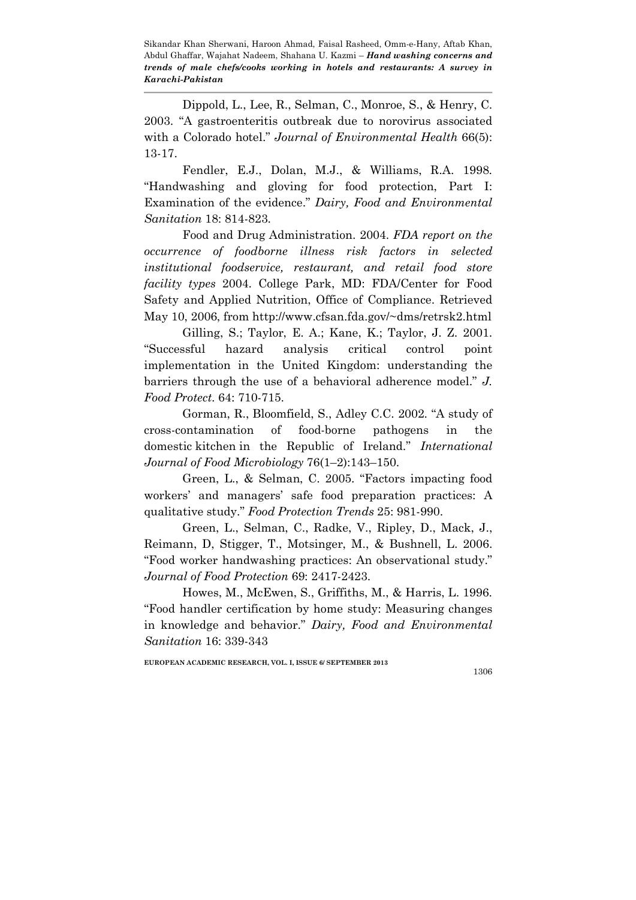Dippold, L., Lee, R., Selman, C., Monroe, S., & Henry, C. 2003. "A gastroenteritis outbreak due to norovirus associated with a Colorado hotel." *Journal of Environmental Health* 66(5): 13-17.

Fendler, E.J., Dolan, M.J., & Williams, R.A. 1998. "Handwashing and gloving for food protection, Part I: Examination of the evidence." *Dairy, Food and Environmental Sanitation* 18: 814-823.

Food and Drug Administration. 2004. *FDA report on the occurrence of foodborne illness risk factors in selected institutional foodservice, restaurant, and retail food store facility types* 2004. College Park, MD: FDA/Center for Food Safety and Applied Nutrition, Office of Compliance. Retrieved May 10, 2006, from http://www.cfsan.fda.gov/~dms/retrsk2.html

Gilling, S.; Taylor, E. A.; Kane, K.; Taylor, J. Z. 2001. "Successful hazard analysis critical control point implementation in the United Kingdom: understanding the barriers through the use of a behavioral adherence model." *J. Food Protect.* 64: 710-715.

Gorman, R., Bloomfield, S., Adley C.C. 2002. "A study of cross-contamination of food-borne pathogens in the domestic kitchen in the Republic of Ireland." *International Journal of Food Microbiology* 76(1–2):143–150.

Green, L., & Selman, C. 2005. "Factors impacting food workers' and managers' safe food preparation practices: A qualitative study." *Food Protection Trends* 25: 981-990.

Green, L., Selman, C., Radke, V., Ripley, D., Mack, J., Reimann, D, Stigger, T., Motsinger, M., & Bushnell, L. 2006. "Food worker handwashing practices: An observational study." *Journal of Food Protection* 69: 2417-2423.

Howes, M., McEwen, S., Griffiths, M., & Harris, L. 1996. "Food handler certification by home study: Measuring changes in knowledge and behavior." *Dairy, Food and Environmental Sanitation* 16: 339-343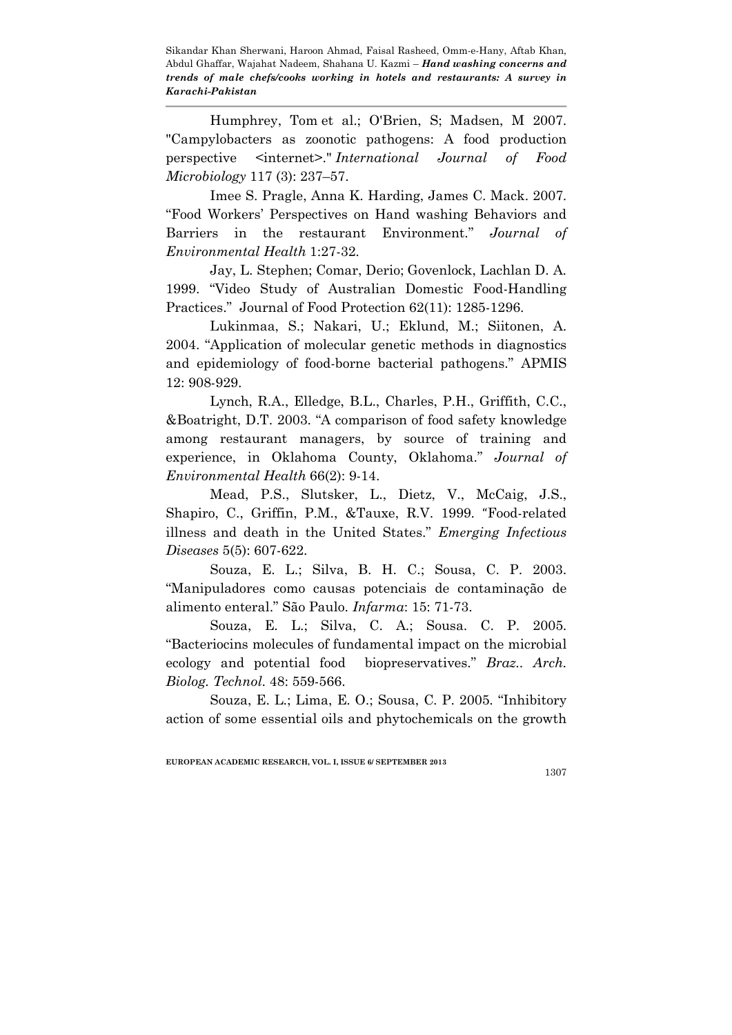Humphrey, Tom et al.; O'Brien, S; Madsen, M 2007. "Campylobacters as zoonotic pathogens: A food production perspective <internet>." *International Journal of Food Microbiology* 117 (3): 237–57.

Imee S. Pragle, Anna K. Harding, James C. Mack. 2007. "Food Workers' Perspectives on Hand washing Behaviors and Barriers in the restaurant Environment." *Journal of Environmental Health* 1:27-32.

Jay, L. Stephen; Comar, Derio; Govenlock, Lachlan D. A. 1999. "Video Study of Australian Domestic Food-Handling Practices." Journal of Food Protection 62(11): 1285-1296.

Lukinmaa, S.; Nakari, U.; Eklund, M.; Siitonen, A. 2004. "Application of molecular genetic methods in diagnostics and epidemiology of food-borne bacterial pathogens." APMIS 12: 908-929.

Lynch, R.A., Elledge, B.L., Charles, P.H., Griffith, C.C., &Boatright, D.T. 2003. "A comparison of food safety knowledge among restaurant managers, by source of training and experience, in Oklahoma County, Oklahoma." *Journal of Environmental Health* 66(2): 9-14.

Mead, P.S., Slutsker, L., Dietz, V., McCaig, J.S., Shapiro, C., Griffin, P.M., &Tauxe, R.V. 1999. "Food-related illness and death in the United States." *Emerging Infectious Diseases* 5(5): 607-622.

Souza, E. L.; Silva, B. H. C.; Sousa, C. P. 2003. "Manipuladores como causas potenciais de contaminação de alimento enteral." São Paulo. *Infarma*: 15: 71-73.

Souza, E. L.; Silva, C. A.; Sousa. C. P. 2005. "Bacteriocins molecules of fundamental impact on the microbial ecology and potential food biopreservatives." *Braz.. Arch. Biolog. Technol*. 48: 559-566.

Souza, E. L.; Lima, E. O.; Sousa, C. P. 2005. "Inhibitory action of some essential oils and phytochemicals on the growth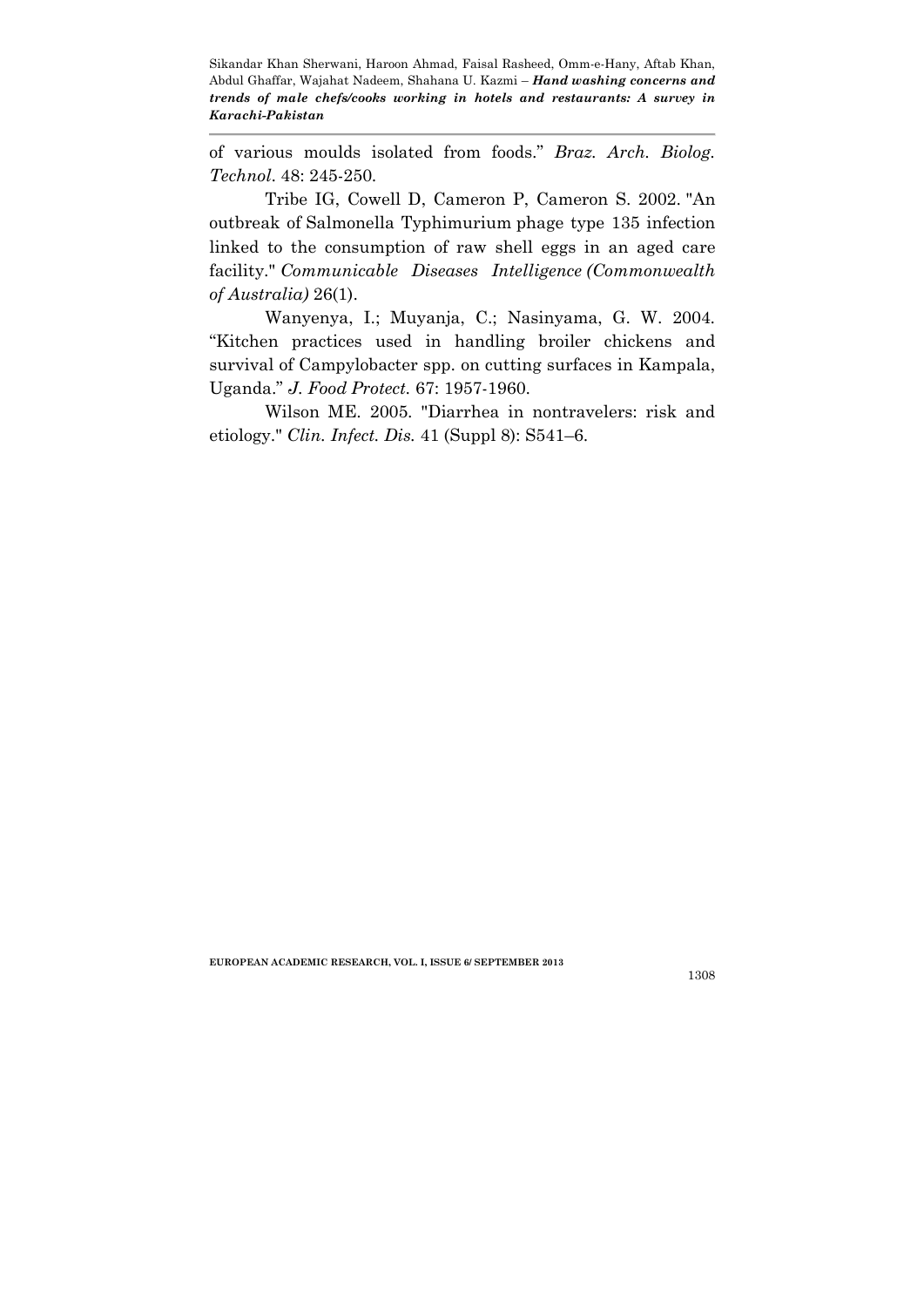of various moulds isolated from foods." *Braz. Arch. Biolog. Technol*. 48: 245-250.

Tribe IG, Cowell D, Cameron P, Cameron S. 2002. "An outbreak of Salmonella Typhimurium phage type 135 infection linked to the consumption of raw shell eggs in an aged care facility." *Communicable Diseases Intelligence (Commonwealth of Australia)* 26(1).

Wanyenya, I.; Muyanja, C.; Nasinyama, G. W. 2004. "Kitchen practices used in handling broiler chickens and survival of Campylobacter spp. on cutting surfaces in Kampala, Uganda." *J. Food Protect.* 67: 1957-1960.

Wilson ME. 2005. "Diarrhea in nontravelers: risk and etiology." *Clin. Infect. Dis.* 41 (Suppl 8): S541–6.